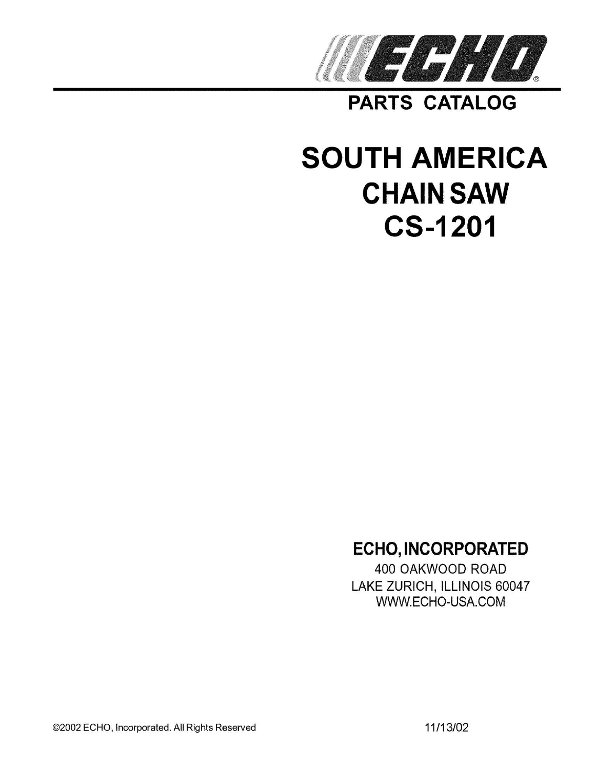ECHO®

# PARTS CATALOG

# SOUTH AMERICA
# CHAIN SAW
# CS-1201

**ECHO, INCORPORATED**

400 OAKWOOD ROAD
LAKE ZURICH, ILLINOIS 60047
WWW.ECHO-USA.COM

©2002 ECHO, Incorporated. All Rights Reserved

11/13/02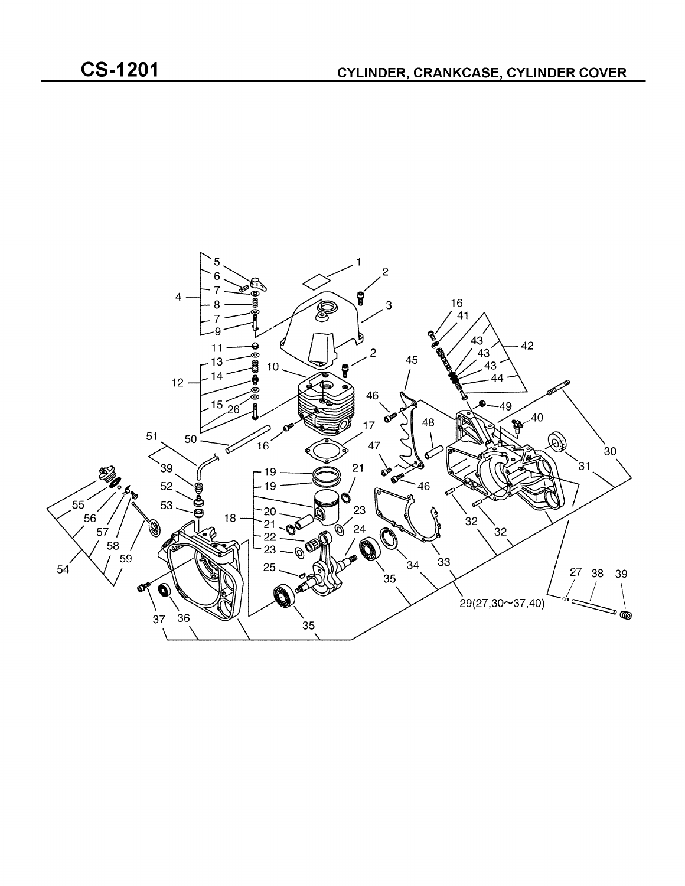# CS-1201

## CYLINDER, CRANKCASE, CYLINDER COVER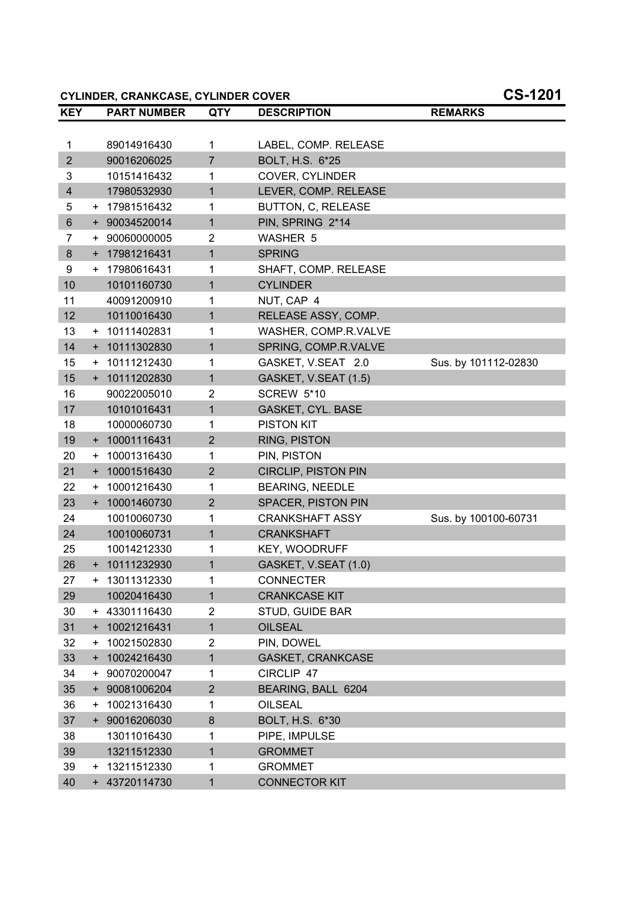## CYLINDER, CRANKCASE, CYLINDER COVER

## CS-1201

| KEY | | PART NUMBER | QTY | DESCRIPTION | REMARKS |
|---|---|---|---|---|---|
| 1 | | 89014916430 | 1 | LABEL, COMP. RELEASE | |
| 2 | | 90016206025 | 7 | BOLT, H.S. 6*25 | |
| 3 | | 10151416432 | 1 | COVER, CYLINDER | |
| 4 | | 17980532930 | 1 | LEVER, COMP. RELEASE | |
| 5 | + | 17981516432 | 1 | BUTTON, C, RELEASE | |
| 6 | + | 90034520014 | 1 | PIN, SPRING 2*14 | |
| 7 | + | 90060000005 | 2 | WASHER 5 | |
| 8 | + | 17981216431 | 1 | SPRING | |
| 9 | + | 17980616431 | 1 | SHAFT, COMP. RELEASE | |
| 10 | | 10101160730 | 1 | CYLINDER | |
| 11 | | 40091200910 | 1 | NUT, CAP 4 | |
| 12 | | 10110016430 | 1 | RELEASE ASSY, COMP. | |
| 13 | + | 10111402831 | 1 | WASHER, COMP.R.VALVE | |
| 14 | + | 10111302830 | 1 | SPRING, COMP.R.VALVE | |
| 15 | + | 10111212430 | 1 | GASKET, V.SEAT 2.0 | Sus. by 101112-02830 |
| 15 | + | 10111202830 | 1 | GASKET, V.SEAT (1.5) | |
| 16 | | 90022005010 | 2 | SCREW 5*10 | |
| 17 | | 10101016431 | 1 | GASKET, CYL. BASE | |
| 18 | | 10000060730 | 1 | PISTON KIT | |
| 19 | + | 10001116431 | 2 | RING, PISTON | |
| 20 | + | 10001316430 | 1 | PIN, PISTON | |
| 21 | + | 10001516430 | 2 | CIRCLIP, PISTON PIN | |
| 22 | + | 10001216430 | 1 | BEARING, NEEDLE | |
| 23 | + | 10001460730 | 2 | SPACER, PISTON PIN | |
| 24 | | 10010060730 | 1 | CRANKSHAFT ASSY | Sus. by 100100-60731 |
| 24 | | 10010060731 | 1 | CRANKSHAFT | |
| 25 | | 10014212330 | 1 | KEY, WOODRUFF | |
| 26 | + | 10111232930 | 1 | GASKET, V.SEAT (1.0) | |
| 27 | + | 13011312330 | 1 | CONNECTER | |
| 29 | | 10020416430 | 1 | CRANKCASE KIT | |
| 30 | + | 43301116430 | 2 | STUD, GUIDE BAR | |
| 31 | + | 10021216431 | 1 | OILSEAL | |
| 32 | + | 10021502830 | 2 | PIN, DOWEL | |
| 33 | + | 10024216430 | 1 | GASKET, CRANKCASE | |
| 34 | + | 90070200047 | 1 | CIRCLIP 47 | |
| 35 | + | 90081006204 | 2 | BEARING, BALL 6204 | |
| 36 | + | 10021316430 | 1 | OILSEAL | |
| 37 | + | 90016206030 | 8 | BOLT, H.S. 6*30 | |
| 38 | | 13011016430 | 1 | PIPE, IMPULSE | |
| 39 | | 13211512330 | 1 | GROMMET | |
| 39 | + | 13211512330 | 1 | GROMMET | |
| 40 | + | 43720114730 | 1 | CONNECTOR KIT | |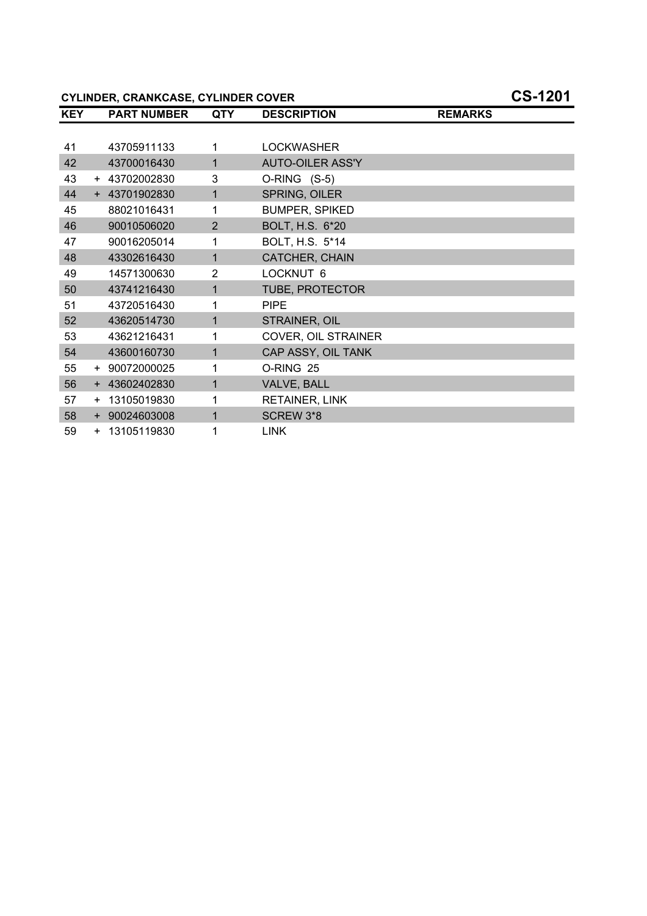## CYLINDER, CRANKCASE, CYLINDER COVER

**CS-1201**

| KEY | | PART NUMBER | QTY | DESCRIPTION | REMARKS |
|---|---|---|---|---|---|
| 41 | | 43705911133 | 1 | LOCKWASHER | |
| 42 | | 43700016430 | 1 | AUTO-OILER ASS'Y | |
| 43 | + | 43702002830 | 3 | O-RING (S-5) | |
| 44 | + | 43701902830 | 1 | SPRING, OILER | |
| 45 | | 88021016431 | 1 | BUMPER, SPIKED | |
| 46 | | 90010506020 | 2 | BOLT, H.S. 6*20 | |
| 47 | | 90016205014 | 1 | BOLT, H.S. 5*14 | |
| 48 | | 43302616430 | 1 | CATCHER, CHAIN | |
| 49 | | 14571300630 | 2 | LOCKNUT 6 | |
| 50 | | 43741216430 | 1 | TUBE, PROTECTOR | |
| 51 | | 43720516430 | 1 | PIPE | |
| 52 | | 43620514730 | 1 | STRAINER, OIL | |
| 53 | | 43621216431 | 1 | COVER, OIL STRAINER | |
| 54 | | 43600160730 | 1 | CAP ASSY, OIL TANK | |
| 55 | + | 90072000025 | 1 | O-RING 25 | |
| 56 | + | 43602402830 | 1 | VALVE, BALL | |
| 57 | + | 13105019830 | 1 | RETAINER, LINK | |
| 58 | + | 90024603008 | 1 | SCREW 3*8 | |
| 59 | + | 13105119830 | 1 | LINK | |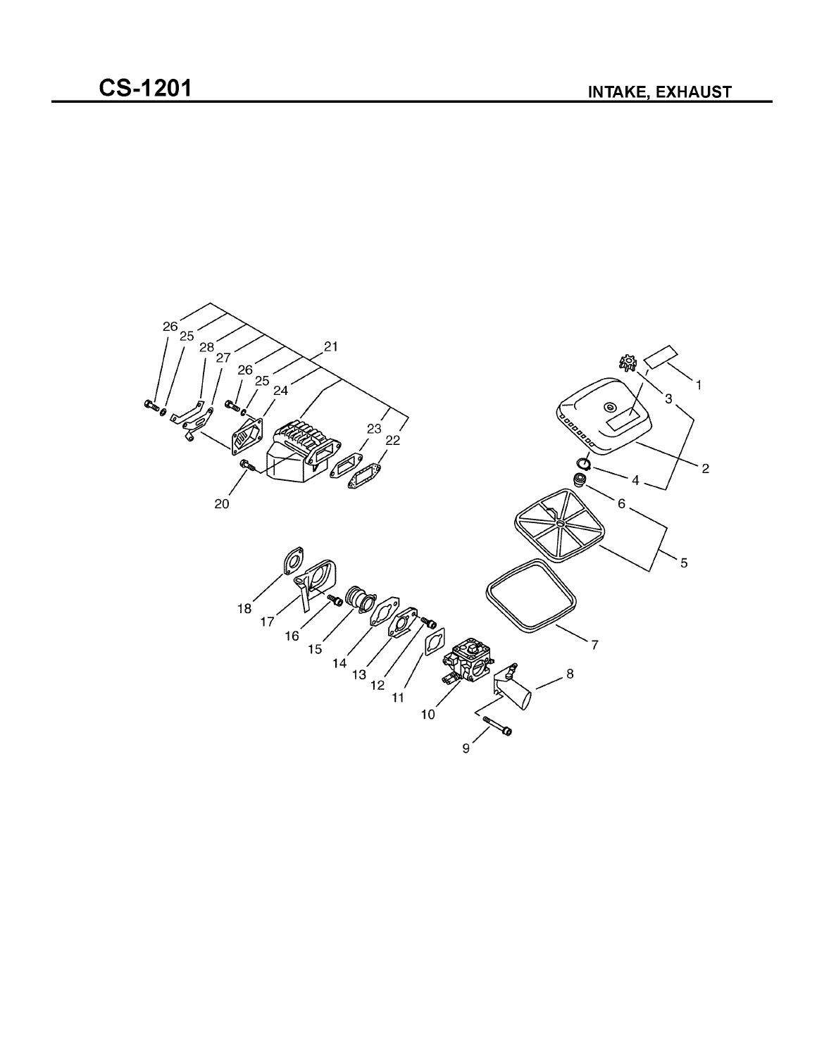# CS-1201

## INTAKE, EXHAUST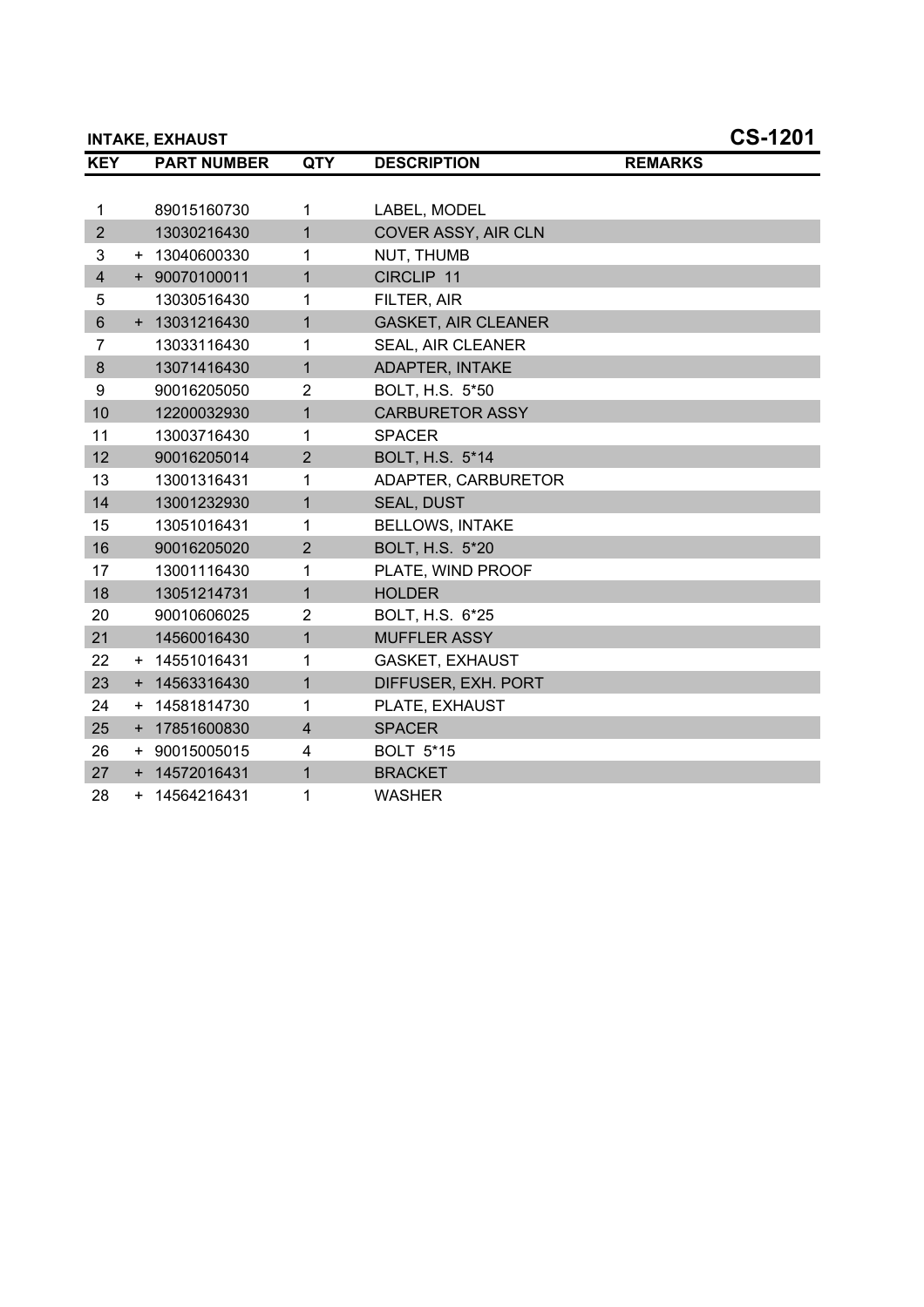## INTAKE, EXHAUST

## CS-1201

| KEY | | PART NUMBER | QTY | DESCRIPTION | REMARKS |
|---|---|---|---|---|---|
| 1 | | 89015160730 | 1 | LABEL, MODEL | |
| 2 | | 13030216430 | 1 | COVER ASSY, AIR CLN | |
| 3 | + | 13040600330 | 1 | NUT, THUMB | |
| 4 | + | 90070100011 | 1 | CIRCLIP 11 | |
| 5 | | 13030516430 | 1 | FILTER, AIR | |
| 6 | + | 13031216430 | 1 | GASKET, AIR CLEANER | |
| 7 | | 13033116430 | 1 | SEAL, AIR CLEANER | |
| 8 | | 13071416430 | 1 | ADAPTER, INTAKE | |
| 9 | | 90016205050 | 2 | BOLT, H.S. 5*50 | |
| 10 | | 12200032930 | 1 | CARBURETOR ASSY | |
| 11 | | 13003716430 | 1 | SPACER | |
| 12 | | 90016205014 | 2 | BOLT, H.S. 5*14 | |
| 13 | | 13001316431 | 1 | ADAPTER, CARBURETOR | |
| 14 | | 13001232930 | 1 | SEAL, DUST | |
| 15 | | 13051016431 | 1 | BELLOWS, INTAKE | |
| 16 | | 90016205020 | 2 | BOLT, H.S. 5*20 | |
| 17 | | 13001116430 | 1 | PLATE, WIND PROOF | |
| 18 | | 13051214731 | 1 | HOLDER | |
| 20 | | 90010606025 | 2 | BOLT, H.S. 6*25 | |
| 21 | | 14560016430 | 1 | MUFFLER ASSY | |
| 22 | + | 14551016431 | 1 | GASKET, EXHAUST | |
| 23 | + | 14563316430 | 1 | DIFFUSER, EXH. PORT | |
| 24 | + | 14581814730 | 1 | PLATE, EXHAUST | |
| 25 | + | 17851600830 | 4 | SPACER | |
| 26 | + | 90015005015 | 4 | BOLT 5*15 | |
| 27 | + | 14572016431 | 1 | BRACKET | |
| 28 | + | 14564216431 | 1 | WASHER | |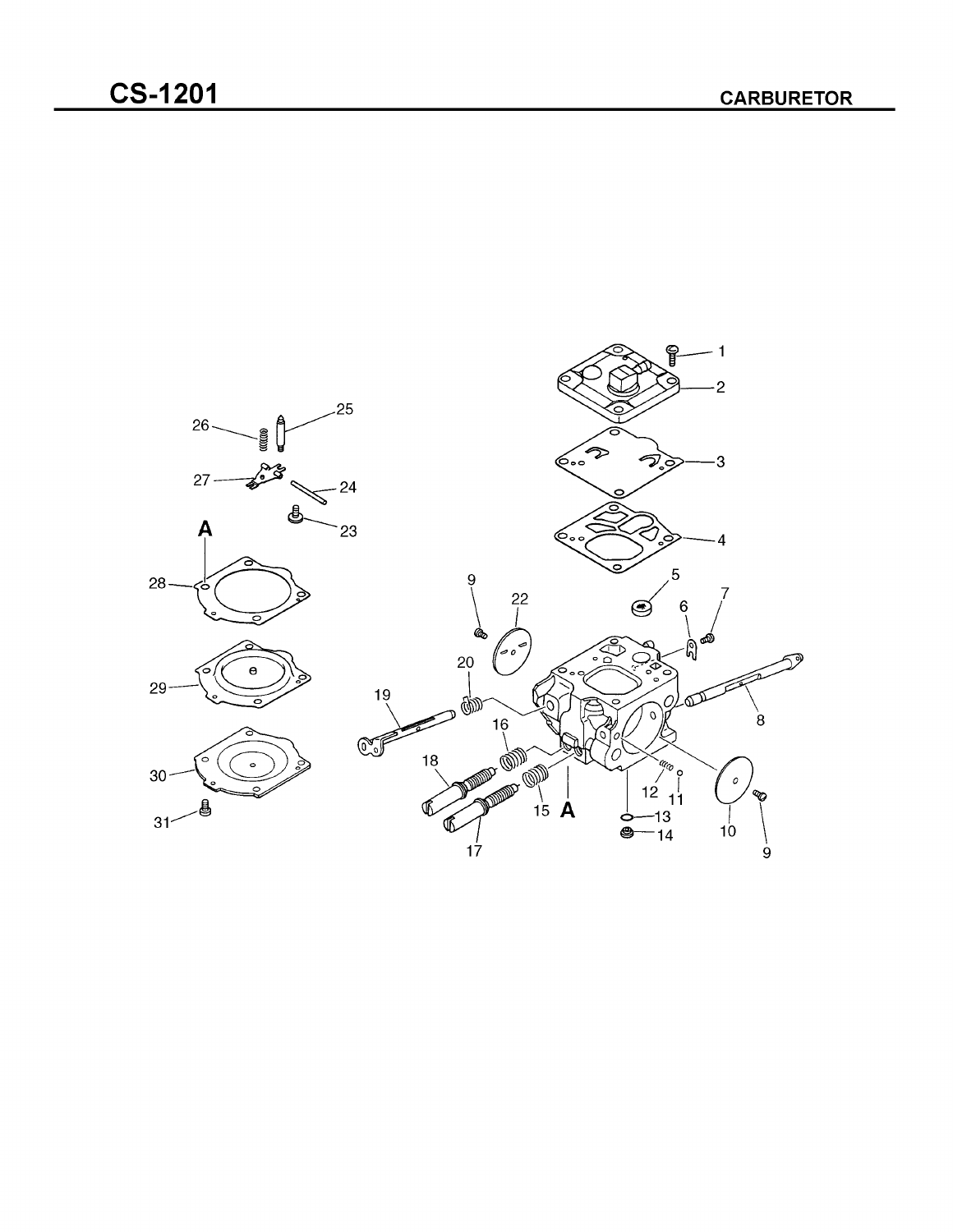# CS-1201

## CARBURETOR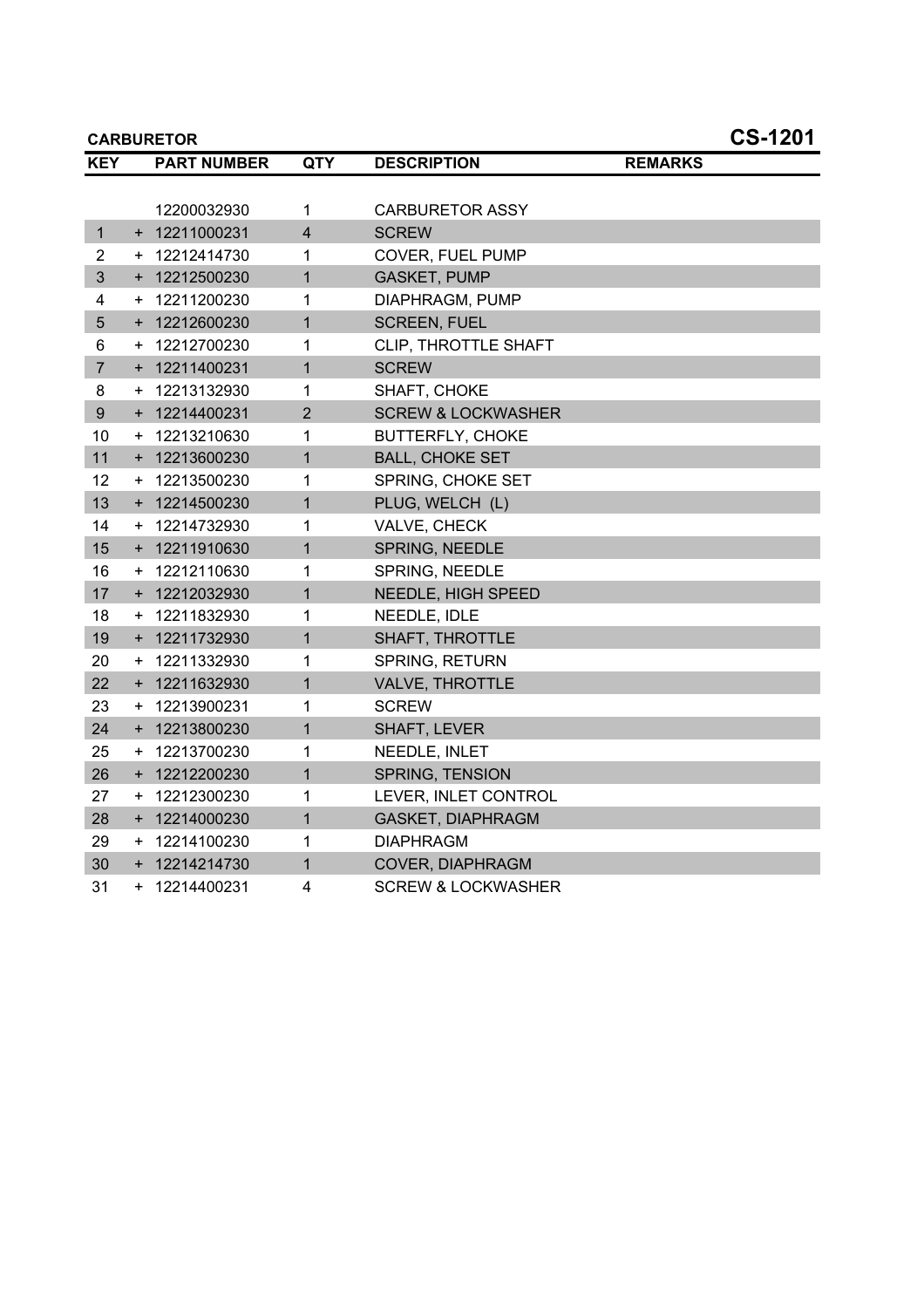## CARBURETOR

**CS-1201**

| KEY | | PART NUMBER | QTY | DESCRIPTION | REMARKS |
|---|---|---|---|---|---|
| | | 12200032930 | 1 | CARBURETOR ASSY | |
| 1 | + | 12211000231 | 4 | SCREW | |
| 2 | + | 12212414730 | 1 | COVER, FUEL PUMP | |
| 3 | + | 12212500230 | 1 | GASKET, PUMP | |
| 4 | + | 12211200230 | 1 | DIAPHRAGM, PUMP | |
| 5 | + | 12212600230 | 1 | SCREEN, FUEL | |
| 6 | + | 12212700230 | 1 | CLIP, THROTTLE SHAFT | |
| 7 | + | 12211400231 | 1 | SCREW | |
| 8 | + | 12213132930 | 1 | SHAFT, CHOKE | |
| 9 | + | 12214400231 | 2 | SCREW & LOCKWASHER | |
| 10 | + | 12213210630 | 1 | BUTTERFLY, CHOKE | |
| 11 | + | 12213600230 | 1 | BALL, CHOKE SET | |
| 12 | + | 12213500230 | 1 | SPRING, CHOKE SET | |
| 13 | + | 12214500230 | 1 | PLUG, WELCH (L) | |
| 14 | + | 12214732930 | 1 | VALVE, CHECK | |
| 15 | + | 12211910630 | 1 | SPRING, NEEDLE | |
| 16 | + | 12212110630 | 1 | SPRING, NEEDLE | |
| 17 | + | 12212032930 | 1 | NEEDLE, HIGH SPEED | |
| 18 | + | 12211832930 | 1 | NEEDLE, IDLE | |
| 19 | + | 12211732930 | 1 | SHAFT, THROTTLE | |
| 20 | + | 12211332930 | 1 | SPRING, RETURN | |
| 22 | + | 12211632930 | 1 | VALVE, THROTTLE | |
| 23 | + | 12213900231 | 1 | SCREW | |
| 24 | + | 12213800230 | 1 | SHAFT, LEVER | |
| 25 | + | 12213700230 | 1 | NEEDLE, INLET | |
| 26 | + | 12212200230 | 1 | SPRING, TENSION | |
| 27 | + | 12212300230 | 1 | LEVER, INLET CONTROL | |
| 28 | + | 12214000230 | 1 | GASKET, DIAPHRAGM | |
| 29 | + | 12214100230 | 1 | DIAPHRAGM | |
| 30 | + | 12214214730 | 1 | COVER, DIAPHRAGM | |
| 31 | + | 12214400231 | 4 | SCREW & LOCKWASHER | |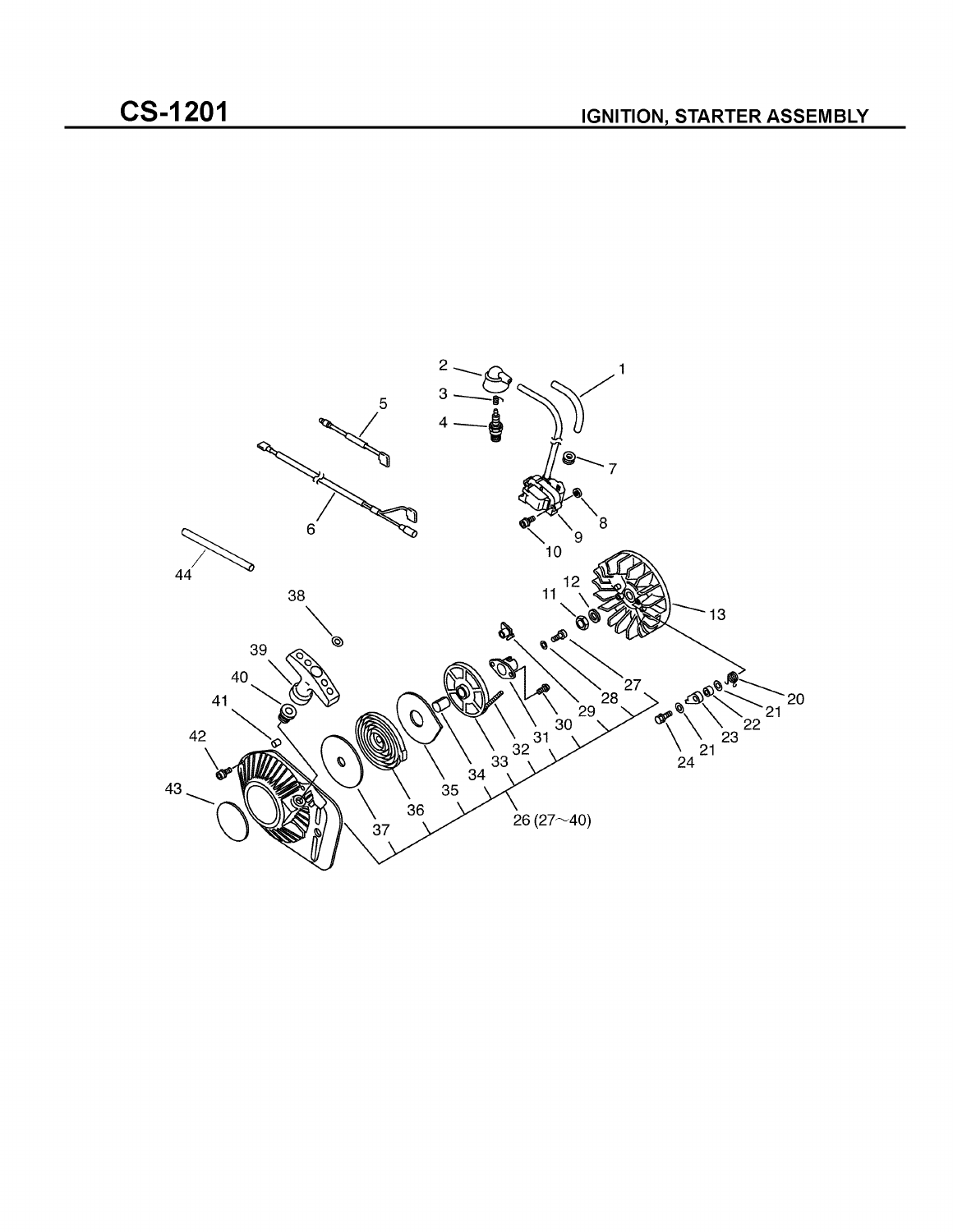# CS-1201

## IGNITION, STARTER ASSEMBLY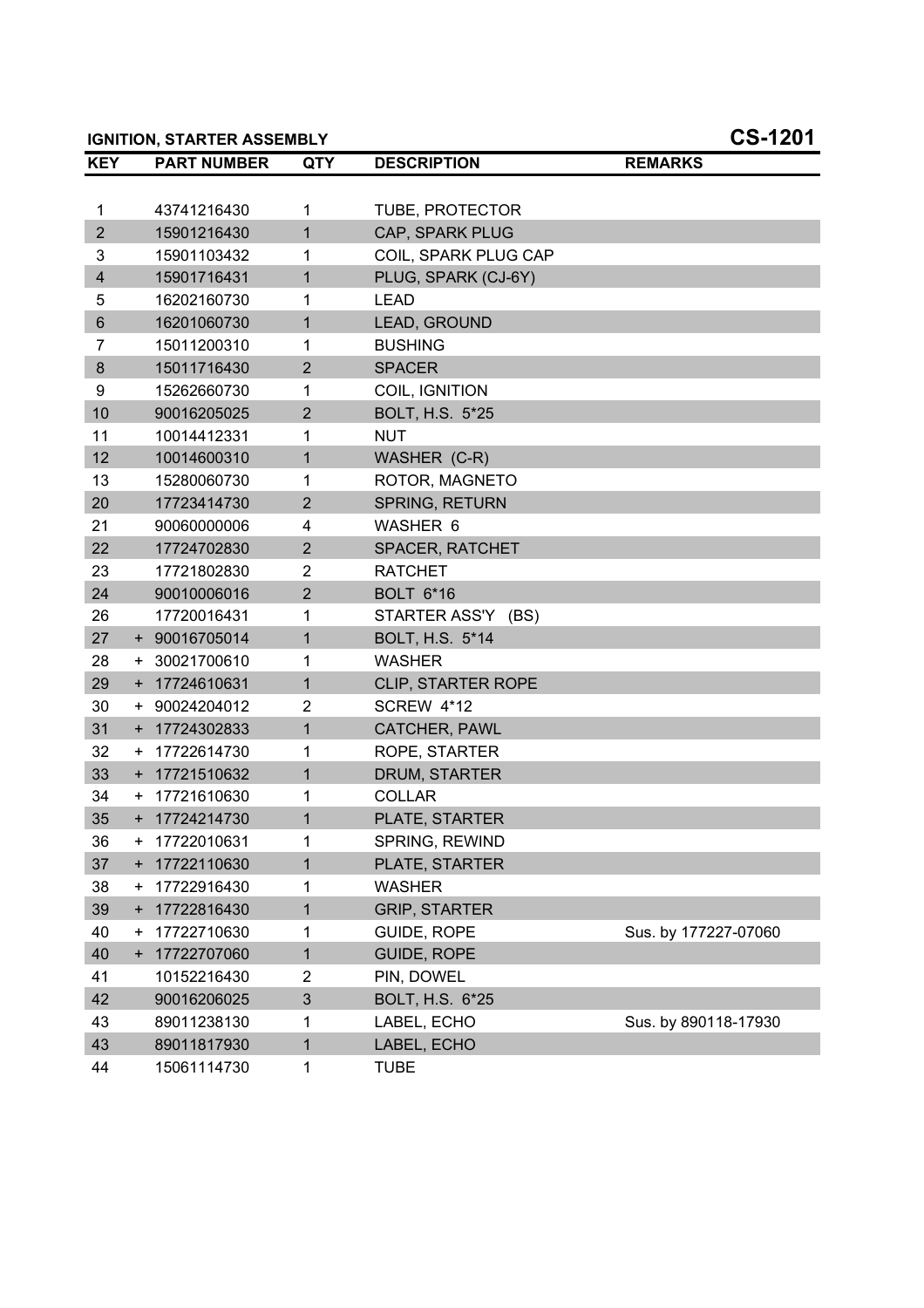## IGNITION, STARTER ASSEMBLY

## CS-1201

| KEY | PART NUMBER | QTY | DESCRIPTION | REMARKS |
|---|---|---|---|---|
| 1 | 43741216430 | 1 | TUBE, PROTECTOR | |
| 2 | 15901216430 | 1 | CAP, SPARK PLUG | |
| 3 | 15901103432 | 1 | COIL, SPARK PLUG CAP | |
| 4 | 15901716431 | 1 | PLUG, SPARK (CJ-6Y) | |
| 5 | 16202160730 | 1 | LEAD | |
| 6 | 16201060730 | 1 | LEAD, GROUND | |
| 7 | 15011200310 | 1 | BUSHING | |
| 8 | 15011716430 | 2 | SPACER | |
| 9 | 15262660730 | 1 | COIL, IGNITION | |
| 10 | 90016205025 | 2 | BOLT, H.S. 5*25 | |
| 11 | 10014412331 | 1 | NUT | |
| 12 | 10014600310 | 1 | WASHER (C-R) | |
| 13 | 15280060730 | 1 | ROTOR, MAGNETO | |
| 20 | 17723414730 | 2 | SPRING, RETURN | |
| 21 | 90060000006 | 4 | WASHER 6 | |
| 22 | 17724702830 | 2 | SPACER, RATCHET | |
| 23 | 17721802830 | 2 | RATCHET | |
| 24 | 90010006016 | 2 | BOLT 6*16 | |
| 26 | 17720016431 | 1 | STARTER ASS'Y (BS) | |
| 27 | + 90016705014 | 1 | BOLT, H.S. 5*14 | |
| 28 | + 30021700610 | 1 | WASHER | |
| 29 | + 17724610631 | 1 | CLIP, STARTER ROPE | |
| 30 | + 90024204012 | 2 | SCREW 4*12 | |
| 31 | + 17724302833 | 1 | CATCHER, PAWL | |
| 32 | + 17722614730 | 1 | ROPE, STARTER | |
| 33 | + 17721510632 | 1 | DRUM, STARTER | |
| 34 | + 17721610630 | 1 | COLLAR | |
| 35 | + 17724214730 | 1 | PLATE, STARTER | |
| 36 | + 17722010631 | 1 | SPRING, REWIND | |
| 37 | + 17722110630 | 1 | PLATE, STARTER | |
| 38 | + 17722916430 | 1 | WASHER | |
| 39 | + 17722816430 | 1 | GRIP, STARTER | |
| 40 | + 17722710630 | 1 | GUIDE, ROPE | Sus. by 177227-07060 |
| 40 | + 17722707060 | 1 | GUIDE, ROPE | |
| 41 | 10152216430 | 2 | PIN, DOWEL | |
| 42 | 90016206025 | 3 | BOLT, H.S. 6*25 | |
| 43 | 89011238130 | 1 | LABEL, ECHO | Sus. by 890118-17930 |
| 43 | 89011817930 | 1 | LABEL, ECHO | |
| 44 | 15061114730 | 1 | TUBE | |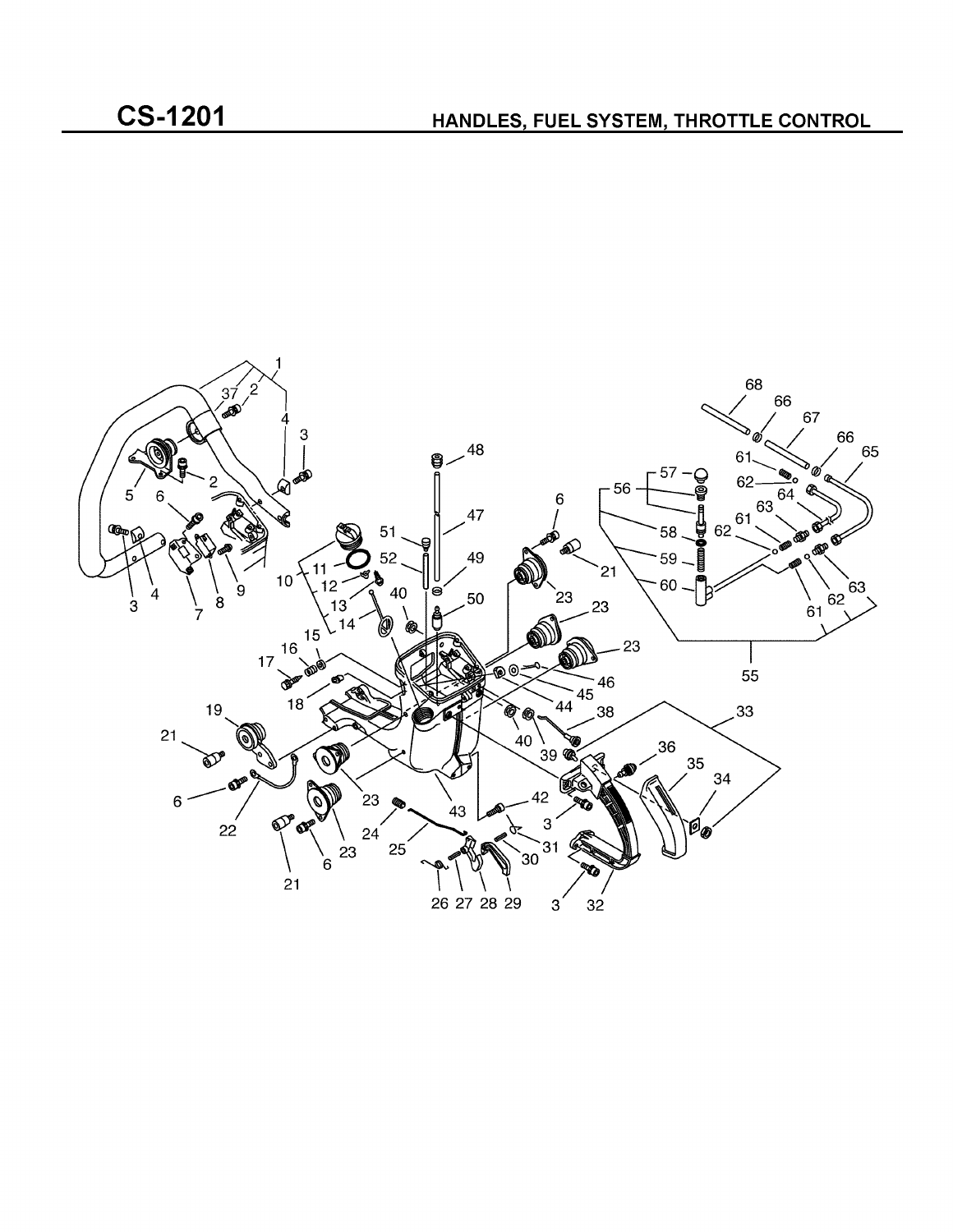# CS-1201

## HANDLES, FUEL SYSTEM, THROTTLE CONTROL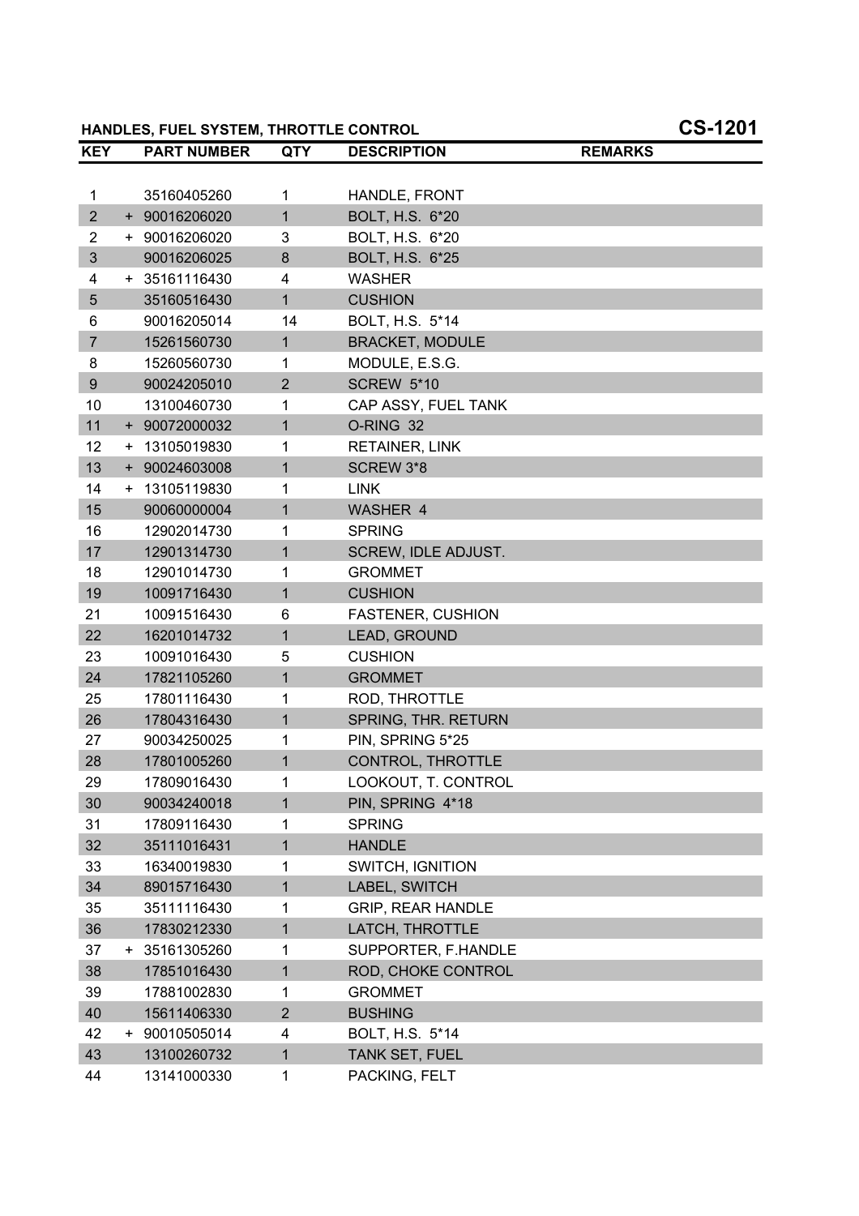## HANDLES, FUEL SYSTEM, THROTTLE CONTROL

## CS-1201

| KEY | | PART NUMBER | QTY | DESCRIPTION | REMARKS |
|---|---|---|---|---|---|
| 1 | | 35160405260 | 1 | HANDLE, FRONT | |
| 2 | + | 90016206020 | 1 | BOLT, H.S. 6*20 | |
| 2 | + | 90016206020 | 3 | BOLT, H.S. 6*20 | |
| 3 | | 90016206025 | 8 | BOLT, H.S. 6*25 | |
| 4 | + | 35161116430 | 4 | WASHER | |
| 5 | | 35160516430 | 1 | CUSHION | |
| 6 | | 90016205014 | 14 | BOLT, H.S. 5*14 | |
| 7 | | 15261560730 | 1 | BRACKET, MODULE | |
| 8 | | 15260560730 | 1 | MODULE, E.S.G. | |
| 9 | | 90024205010 | 2 | SCREW 5*10 | |
| 10 | | 13100460730 | 1 | CAP ASSY, FUEL TANK | |
| 11 | + | 90072000032 | 1 | O-RING 32 | |
| 12 | + | 13105019830 | 1 | RETAINER, LINK | |
| 13 | + | 90024603008 | 1 | SCREW 3*8 | |
| 14 | + | 13105119830 | 1 | LINK | |
| 15 | | 90060000004 | 1 | WASHER 4 | |
| 16 | | 12902014730 | 1 | SPRING | |
| 17 | | 12901314730 | 1 | SCREW, IDLE ADJUST. | |
| 18 | | 12901014730 | 1 | GROMMET | |
| 19 | | 10091716430 | 1 | CUSHION | |
| 21 | | 10091516430 | 6 | FASTENER, CUSHION | |
| 22 | | 16201014732 | 1 | LEAD, GROUND | |
| 23 | | 10091016430 | 5 | CUSHION | |
| 24 | | 17821105260 | 1 | GROMMET | |
| 25 | | 17801116430 | 1 | ROD, THROTTLE | |
| 26 | | 17804316430 | 1 | SPRING, THR. RETURN | |
| 27 | | 90034250025 | 1 | PIN, SPRING 5*25 | |
| 28 | | 17801005260 | 1 | CONTROL, THROTTLE | |
| 29 | | 17809016430 | 1 | LOOKOUT, T. CONTROL | |
| 30 | | 90034240018 | 1 | PIN, SPRING 4*18 | |
| 31 | | 17809116430 | 1 | SPRING | |
| 32 | | 35111016431 | 1 | HANDLE | |
| 33 | | 16340019830 | 1 | SWITCH, IGNITION | |
| 34 | | 89015716430 | 1 | LABEL, SWITCH | |
| 35 | | 35111116430 | 1 | GRIP, REAR HANDLE | |
| 36 | | 17830212330 | 1 | LATCH, THROTTLE | |
| 37 | + | 35161305260 | 1 | SUPPORTER, F.HANDLE | |
| 38 | | 17851016430 | 1 | ROD, CHOKE CONTROL | |
| 39 | | 17881002830 | 1 | GROMMET | |
| 40 | | 15611406330 | 2 | BUSHING | |
| 42 | + | 90010505014 | 4 | BOLT, H.S. 5*14 | |
| 43 | | 13100260732 | 1 | TANK SET, FUEL | |
| 44 | | 13141000330 | 1 | PACKING, FELT | |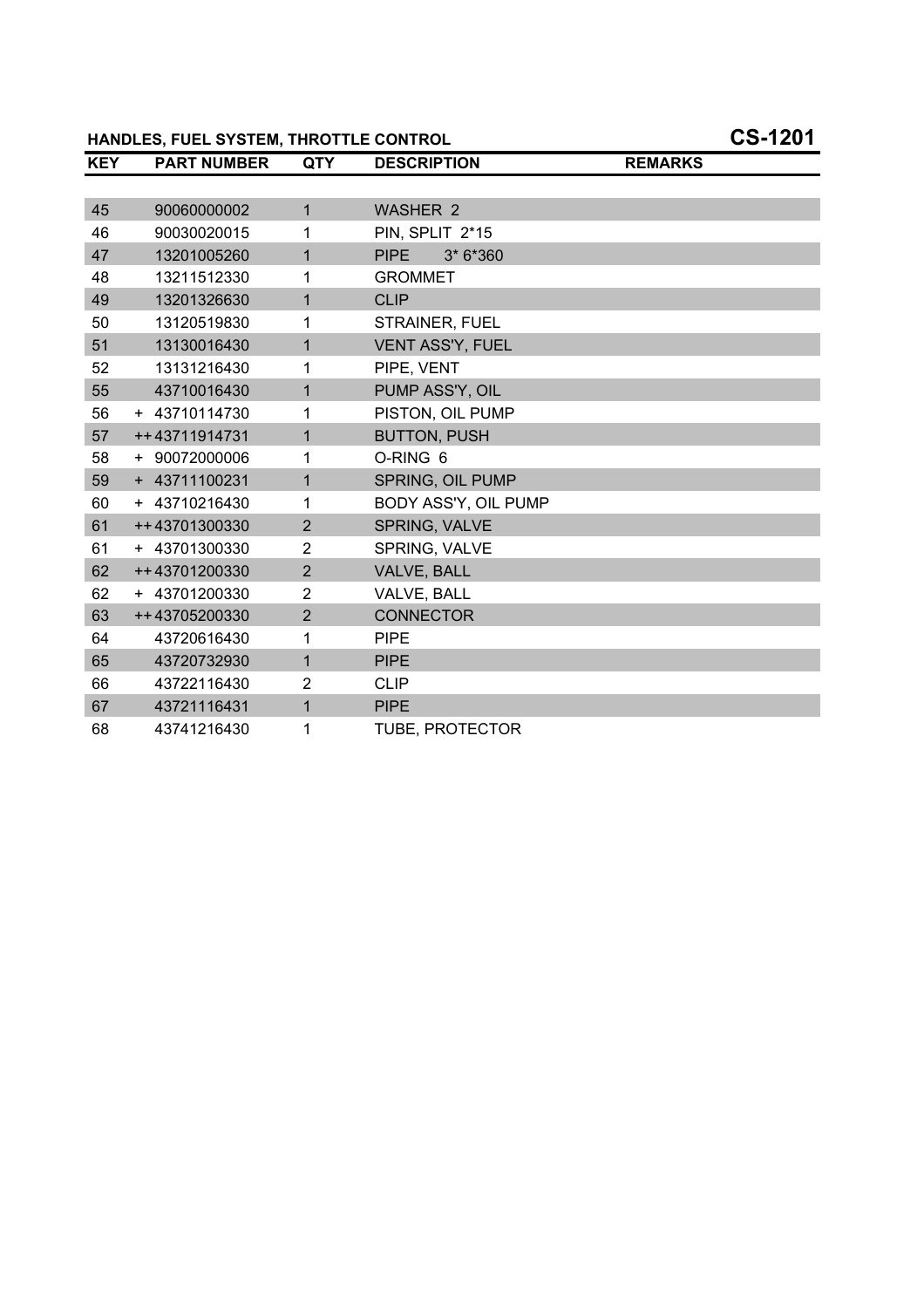## HANDLES, FUEL SYSTEM, THROTTLE CONTROL

**CS-1201**

| KEY | PART NUMBER | QTY | DESCRIPTION | REMARKS |
|---|---|---|---|---|
| 45 | 90060000002 | 1 | WASHER 2 | |
| 46 | 90030020015 | 1 | PIN, SPLIT 2*15 | |
| 47 | 13201005260 | 1 | PIPE 3* 6*360 | |
| 48 | 13211512330 | 1 | GROMMET | |
| 49 | 13201326630 | 1 | CLIP | |
| 50 | 13120519830 | 1 | STRAINER, FUEL | |
| 51 | 13130016430 | 1 | VENT ASS'Y, FUEL | |
| 52 | 13131216430 | 1 | PIPE, VENT | |
| 55 | 43710016430 | 1 | PUMP ASS'Y, OIL | |
| 56 | + 43710114730 | 1 | PISTON, OIL PUMP | |
| 57 | ++43711914731 | 1 | BUTTON, PUSH | |
| 58 | + 90072000006 | 1 | O-RING 6 | |
| 59 | + 43711100231 | 1 | SPRING, OIL PUMP | |
| 60 | + 43710216430 | 1 | BODY ASS'Y, OIL PUMP | |
| 61 | ++43701300330 | 2 | SPRING, VALVE | |
| 61 | + 43701300330 | 2 | SPRING, VALVE | |
| 62 | ++43701200330 | 2 | VALVE, BALL | |
| 62 | + 43701200330 | 2 | VALVE, BALL | |
| 63 | ++43705200330 | 2 | CONNECTOR | |
| 64 | 43720616430 | 1 | PIPE | |
| 65 | 43720732930 | 1 | PIPE | |
| 66 | 43722116430 | 2 | CLIP | |
| 67 | 43721116431 | 1 | PIPE | |
| 68 | 43741216430 | 1 | TUBE, PROTECTOR | |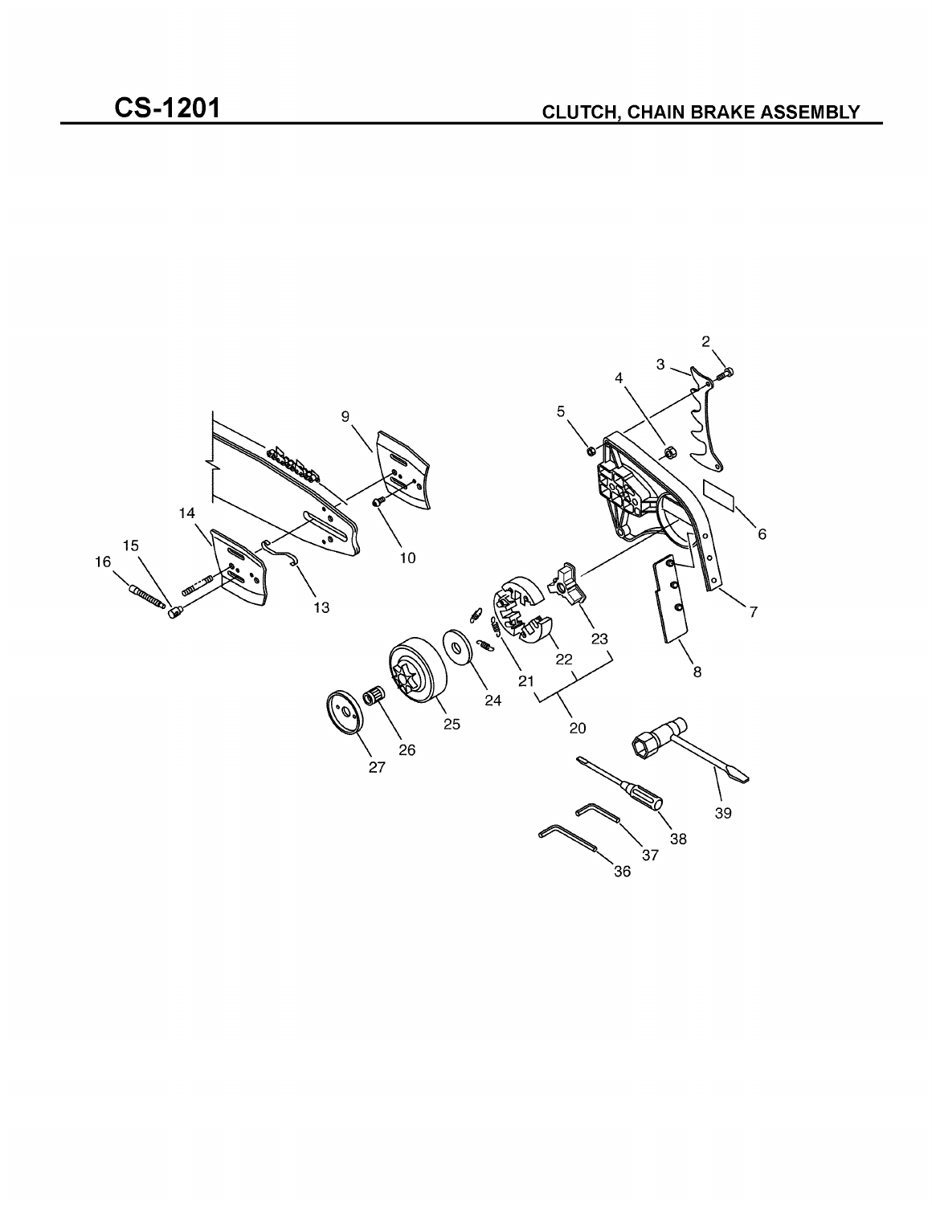# CS-1201

## CLUTCH, CHAIN BRAKE ASSEMBLY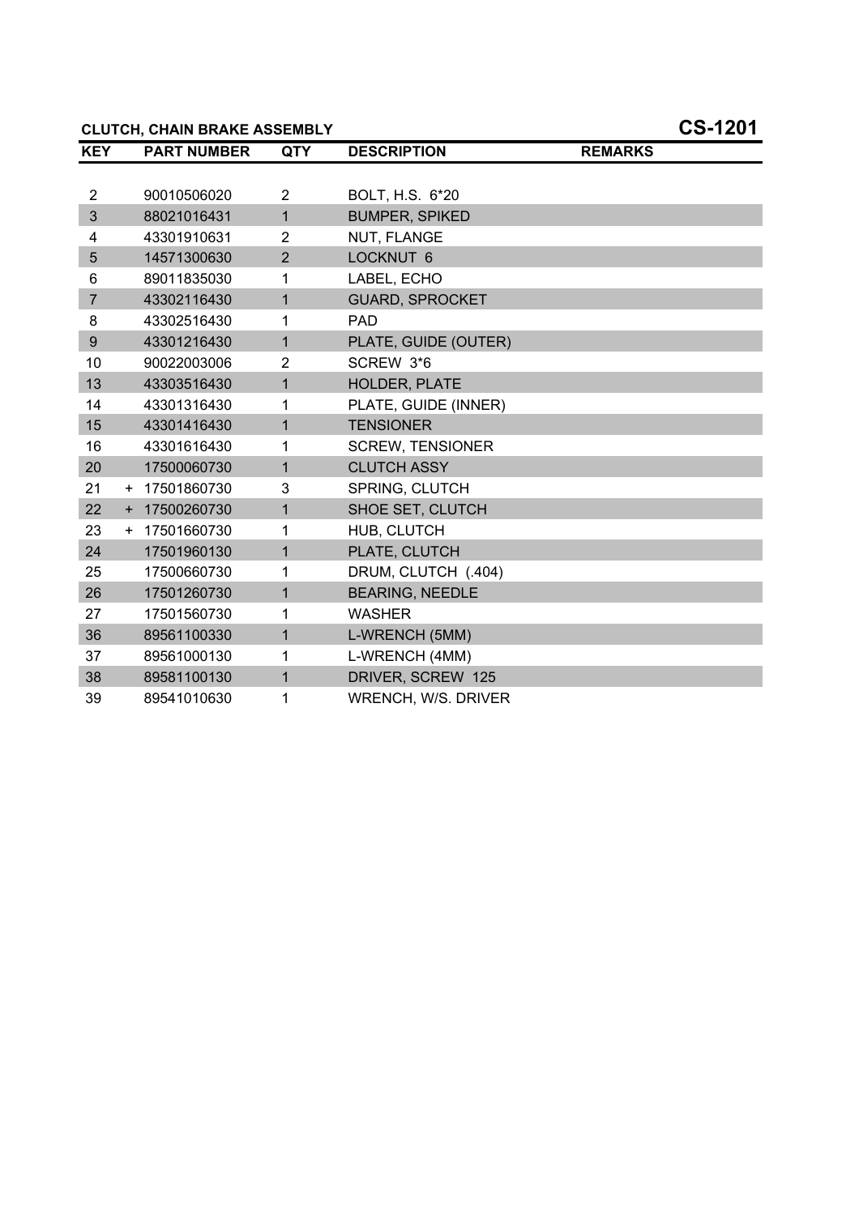## CLUTCH, CHAIN BRAKE ASSEMBLY

## CS-1201

| KEY | | PART NUMBER | QTY | DESCRIPTION | REMARKS |
|---|---|---|---|---|---|
| 2 | | 90010506020 | 2 | BOLT, H.S. 6*20 | |
| 3 | | 88021016431 | 1 | BUMPER, SPIKED | |
| 4 | | 43301910631 | 2 | NUT, FLANGE | |
| 5 | | 14571300630 | 2 | LOCKNUT 6 | |
| 6 | | 89011835030 | 1 | LABEL, ECHO | |
| 7 | | 43302116430 | 1 | GUARD, SPROCKET | |
| 8 | | 43302516430 | 1 | PAD | |
| 9 | | 43301216430 | 1 | PLATE, GUIDE (OUTER) | |
| 10 | | 90022003006 | 2 | SCREW 3*6 | |
| 13 | | 43303516430 | 1 | HOLDER, PLATE | |
| 14 | | 43301316430 | 1 | PLATE, GUIDE (INNER) | |
| 15 | | 43301416430 | 1 | TENSIONER | |
| 16 | | 43301616430 | 1 | SCREW, TENSIONER | |
| 20 | | 17500060730 | 1 | CLUTCH ASSY | |
| 21 | + | 17501860730 | 3 | SPRING, CLUTCH | |
| 22 | + | 17500260730 | 1 | SHOE SET, CLUTCH | |
| 23 | + | 17501660730 | 1 | HUB, CLUTCH | |
| 24 | | 17501960130 | 1 | PLATE, CLUTCH | |
| 25 | | 17500660730 | 1 | DRUM, CLUTCH (.404) | |
| 26 | | 17501260730 | 1 | BEARING, NEEDLE | |
| 27 | | 17501560730 | 1 | WASHER | |
| 36 | | 89561100330 | 1 | L-WRENCH (5MM) | |
| 37 | | 89561000130 | 1 | L-WRENCH (4MM) | |
| 38 | | 89581100130 | 1 | DRIVER, SCREW 125 | |
| 39 | | 89541010630 | 1 | WRENCH, W/S. DRIVER | |